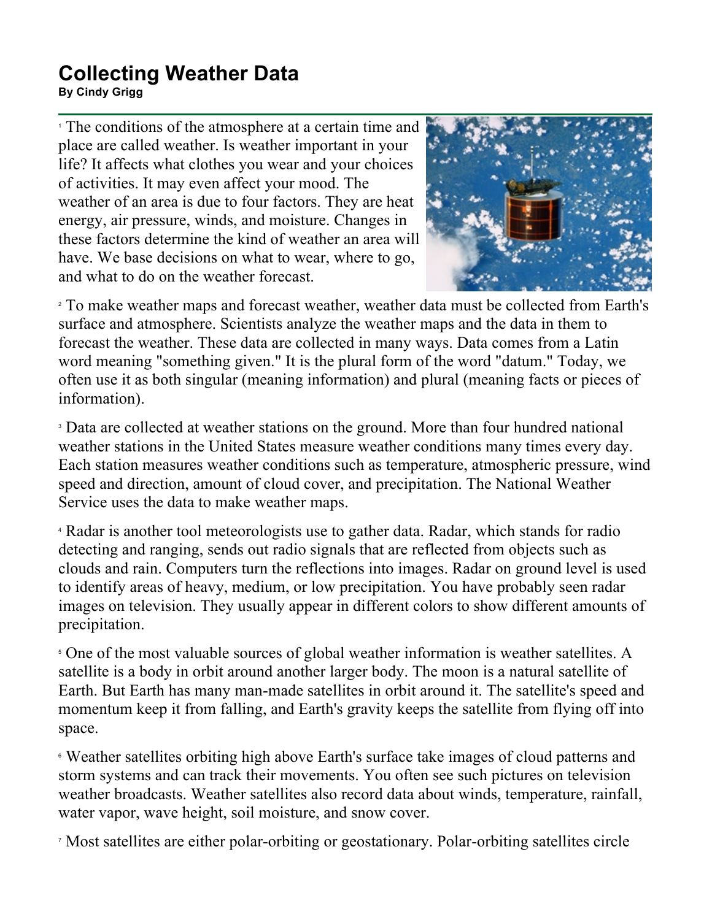# Collecting Weather Data

**By Cindy Grigg**

[1] The conditions of the atmosphere at a certain time and place are called weather. Is weather important in your life? It affects what clothes you wear and your choices of activities. It may even affect your mood. The weather of an area is due to four factors. They are heat energy, air pressure, winds, and moisture. Changes in these factors determine the kind of weather an area will have. We base decisions on what to wear, where to go, and what to do on the weather forecast.

[2] To make weather maps and forecast weather, weather data must be collected from Earth's surface and atmosphere. Scientists analyze the weather maps and the data in them to forecast the weather. These data are collected in many ways. Data comes from a Latin word meaning "something given." It is the plural form of the word "datum." Today, we often use it as both singular (meaning information) and plural (meaning facts or pieces of information).

[3] Data are collected at weather stations on the ground. More than four hundred national weather stations in the United States measure weather conditions many times every day. Each station measures weather conditions such as temperature, atmospheric pressure, wind speed and direction, amount of cloud cover, and precipitation. The National Weather Service uses the data to make weather maps.

[4] Radar is another tool meteorologists use to gather data. Radar, which stands for radio detecting and ranging, sends out radio signals that are reflected from objects such as clouds and rain. Computers turn the reflections into images. Radar on ground level is used to identify areas of heavy, medium, or low precipitation. You have probably seen radar images on television. They usually appear in different colors to show different amounts of precipitation.

[5] One of the most valuable sources of global weather information is weather satellites. A satellite is a body in orbit around another larger body. The moon is a natural satellite of Earth. But Earth has many man-made satellites in orbit around it. The satellite's speed and momentum keep it from falling, and Earth's gravity keeps the satellite from flying off into space.

[6] Weather satellites orbiting high above Earth's surface take images of cloud patterns and storm systems and can track their movements. You often see such pictures on television weather broadcasts. Weather satellites also record data about winds, temperature, rainfall, water vapor, wave height, soil moisture, and snow cover.

[7] Most satellites are either polar-orbiting or geostationary. Polar-orbiting satellites circle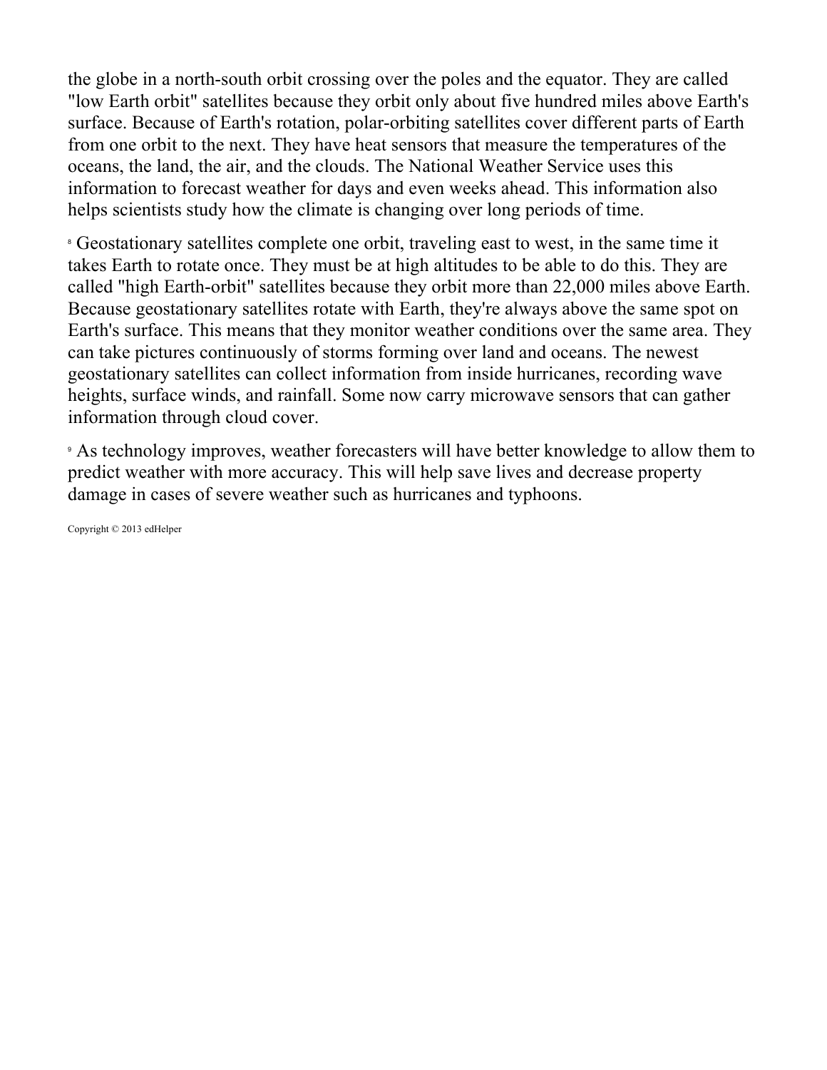the globe in a north-south orbit crossing over the poles and the equator. They are called "low Earth orbit" satellites because they orbit only about five hundred miles above Earth's surface. Because of Earth's rotation, polar-orbiting satellites cover different parts of Earth from one orbit to the next. They have heat sensors that measure the temperatures of the oceans, the land, the air, and the clouds. The National Weather Service uses this information to forecast weather for days and even weeks ahead. This information also helps scientists study how the climate is changing over long periods of time.

[8] Geostationary satellites complete one orbit, traveling east to west, in the same time it takes Earth to rotate once. They must be at high altitudes to be able to do this. They are called "high Earth-orbit" satellites because they orbit more than 22,000 miles above Earth. Because geostationary satellites rotate with Earth, they're always above the same spot on Earth's surface. This means that they monitor weather conditions over the same area. They can take pictures continuously of storms forming over land and oceans. The newest geostationary satellites can collect information from inside hurricanes, recording wave heights, surface winds, and rainfall. Some now carry microwave sensors that can gather information through cloud cover.

[9] As technology improves, weather forecasters will have better knowledge to allow them to predict weather with more accuracy. This will help save lives and decrease property damage in cases of severe weather such as hurricanes and typhoons.

Copyright © 2013 edHelper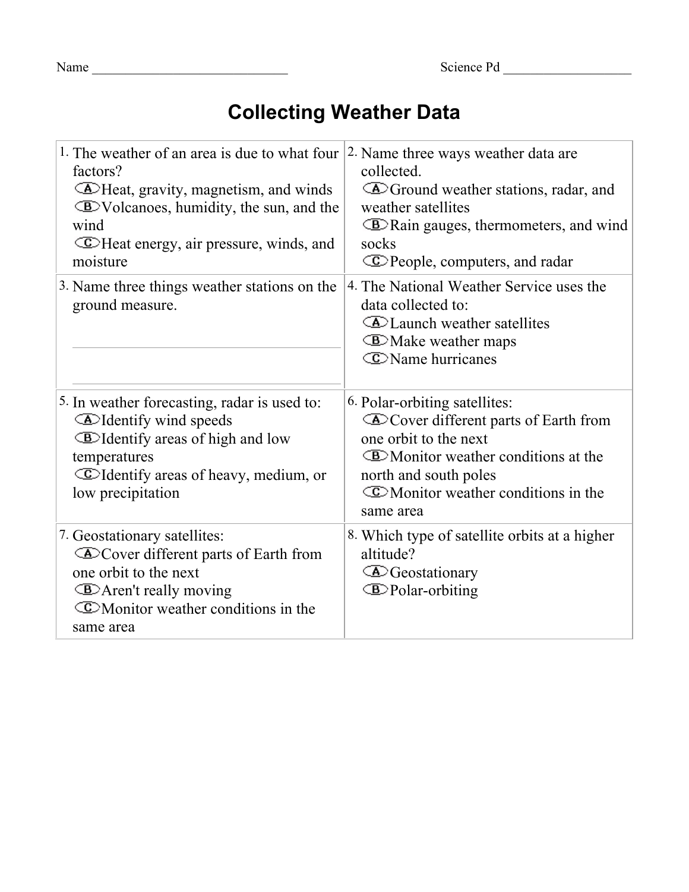Name ______________________________ Science Pd ____________________

# Collecting Weather Data

1. The weather of an area is due to what four factors?
   - (A) Heat, gravity, magnetism, and winds
   - (B) Volcanoes, humidity, the sun, and the wind
   - (C) Heat energy, air pressure, winds, and moisture

2. Name three ways weather data are collected.
   - (A) Ground weather stations, radar, and weather satellites
   - (B) Rain gauges, thermometers, and wind socks
   - (C) People, computers, and radar

3. Name three things weather stations on the ground measure.

   ______________________________________________

   ______________________________________________

4. The National Weather Service uses the data collected to:
   - (A) Launch weather satellites
   - (B) Make weather maps
   - (C) Name hurricanes

5. In weather forecasting, radar is used to:
   - (A) Identify wind speeds
   - (B) Identify areas of high and low temperatures
   - (C) Identify areas of heavy, medium, or low precipitation

6. Polar-orbiting satellites:
   - (A) Cover different parts of Earth from one orbit to the next
   - (B) Monitor weather conditions at the north and south poles
   - (C) Monitor weather conditions in the same area

7. Geostationary satellites:
   - (A) Cover different parts of Earth from one orbit to the next
   - (B) Aren't really moving
   - (C) Monitor weather conditions in the same area

8. Which type of satellite orbits at a higher altitude?
   - (A) Geostationary
   - (B) Polar-orbiting